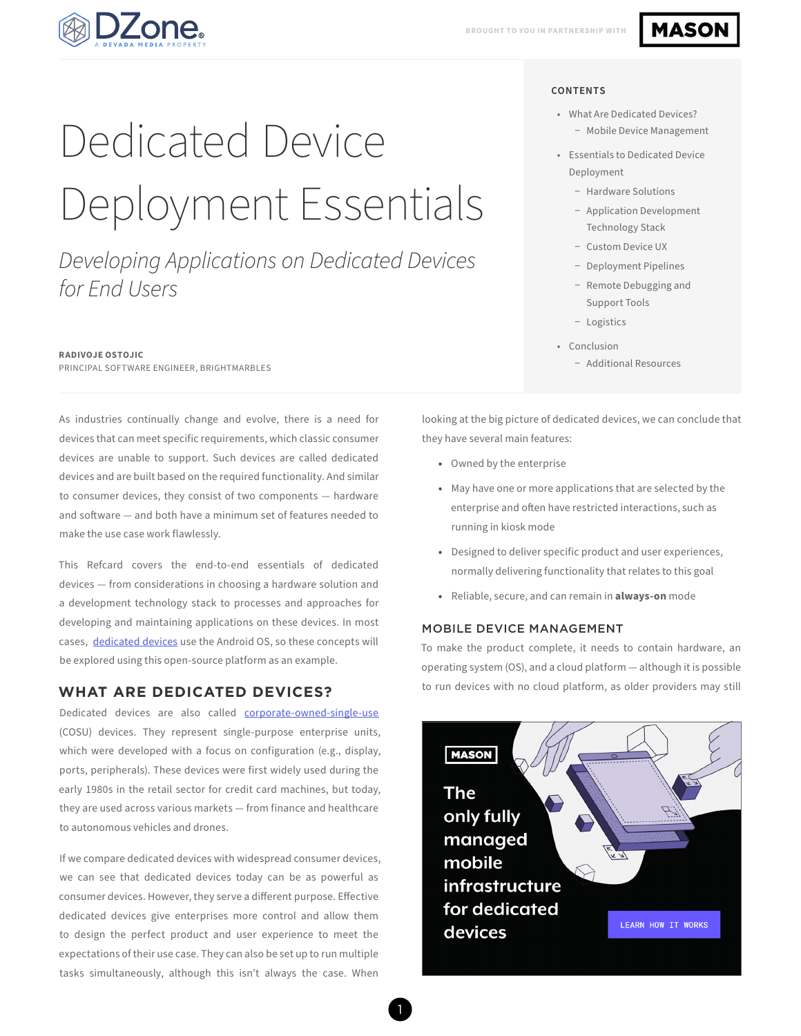# Dedicated Device Deployment Essentials

*Developing Applications on Dedicated Devices for End Users*

**RADIVOJE OSTOJIC**
PRINCIPAL SOFTWARE ENGINEER, BRIGHTMARBLES

**CONTENTS**

- What Are Dedicated Devices?
  - Mobile Device Management
- Essentials to Dedicated Device Deployment
  - Hardware Solutions
  - Application Development Technology Stack
  - Custom Device UX
  - Deployment Pipelines
  - Remote Debugging and Support Tools
  - Logistics
- Conclusion
  - Additional Resources

As industries continually change and evolve, there is a need for devices that can meet specific requirements, which classic consumer devices are unable to support. Such devices are called dedicated devices and are built based on the required functionality. And similar to consumer devices, they consist of two components — hardware and software — and both have a minimum set of features needed to make the use case work flawlessly.

This Refcard covers the end-to-end essentials of dedicated devices — from considerations in choosing a hardware solution and a development technology stack to processes and approaches for developing and maintaining applications on these devices. In most cases, dedicated devices use the Android OS, so these concepts will be explored using this open-source platform as an example.

## WHAT ARE DEDICATED DEVICES?

Dedicated devices are also called corporate-owned-single-use (COSU) devices. They represent single-purpose enterprise units, which were developed with a focus on configuration (e.g., display, ports, peripherals). These devices were first widely used during the early 1980s in the retail sector for credit card machines, but today, they are used across various markets — from finance and healthcare to autonomous vehicles and drones.

If we compare dedicated devices with widespread consumer devices, we can see that dedicated devices today can be as powerful as consumer devices. However, they serve a different purpose. Effective dedicated devices give enterprises more control and allow them to design the perfect product and user experience to meet the expectations of their use case. They can also be set up to run multiple tasks simultaneously, although this isn't always the case. When looking at the big picture of dedicated devices, we can conclude that they have several main features:

- Owned by the enterprise
- May have one or more applications that are selected by the enterprise and often have restricted interactions, such as running in kiosk mode
- Designed to deliver specific product and user experiences, normally delivering functionality that relates to this goal
- Reliable, secure, and can remain in **always-on** mode

### MOBILE DEVICE MANAGEMENT

To make the product complete, it needs to contain hardware, an operating system (OS), and a cloud platform — although it is possible to run devices with no cloud platform, as older providers may still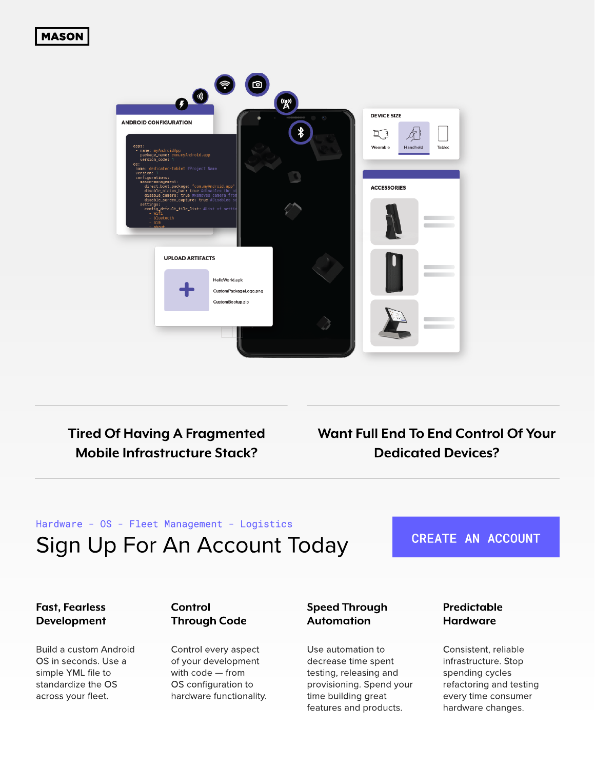**MASON**

## Tired Of Having A Fragmented Mobile Infrastructure Stack?

## Want Full End To End Control Of Your Dedicated Devices?

Hardware - OS - Fleet Management - Logistics

# Sign Up For An Account Today

CREATE AN ACCOUNT

### Fast, Fearless Development

Build a custom Android OS in seconds. Use a simple YML file to standardize the OS across your fleet.

### Control Through Code

Control every aspect of your development with code — from OS configuration to hardware functionality.

### Speed Through Automation

Use automation to decrease time spent testing, releasing and provisioning. Spend your time building great features and products.

### Predictable Hardware

Consistent, reliable infrastructure. Stop spending cycles refactoring and testing every time consumer hardware changes.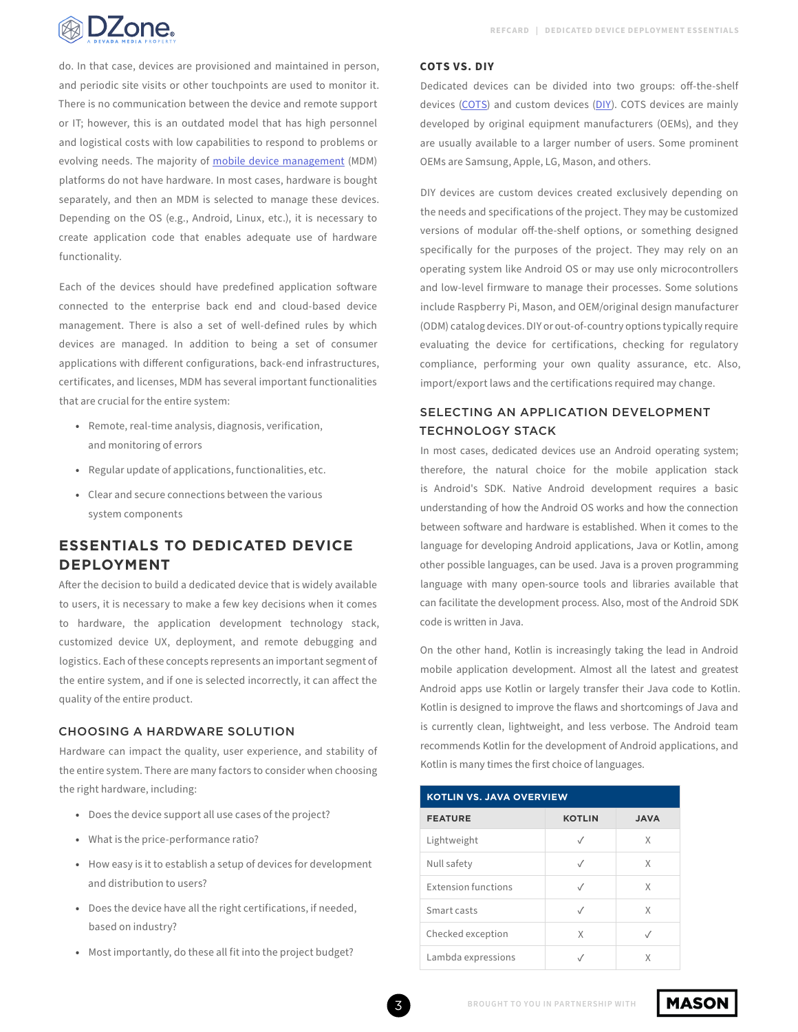do. In that case, devices are provisioned and maintained in person, and periodic site visits or other touchpoints are used to monitor it. There is no communication between the device and remote support or IT; however, this is an outdated model that has high personnel and logistical costs with low capabilities to respond to problems or evolving needs. The majority of mobile device management (MDM) platforms do not have hardware. In most cases, hardware is bought separately, and then an MDM is selected to manage these devices. Depending on the OS (e.g., Android, Linux, etc.), it is necessary to create application code that enables adequate use of hardware functionality.

Each of the devices should have predefined application software connected to the enterprise back end and cloud-based device management. There is also a set of well-defined rules by which devices are managed. In addition to being a set of consumer applications with different configurations, back-end infrastructures, certificates, and licenses, MDM has several important functionalities that are crucial for the entire system:

- Remote, real-time analysis, diagnosis, verification, and monitoring of errors
- Regular update of applications, functionalities, etc.
- Clear and secure connections between the various system components

## ESSENTIALS TO DEDICATED DEVICE DEPLOYMENT

After the decision to build a dedicated device that is widely available to users, it is necessary to make a few key decisions when it comes to hardware, the application development technology stack, customized device UX, deployment, and remote debugging and logistics. Each of these concepts represents an important segment of the entire system, and if one is selected incorrectly, it can affect the quality of the entire product.

### CHOOSING A HARDWARE SOLUTION

Hardware can impact the quality, user experience, and stability of the entire system. There are many factors to consider when choosing the right hardware, including:

- Does the device support all use cases of the project?
- What is the price-performance ratio?
- How easy is it to establish a setup of devices for development and distribution to users?
- Does the device have all the right certifications, if needed, based on industry?
- Most importantly, do these all fit into the project budget?

### COTS VS. DIY

Dedicated devices can be divided into two groups: off-the-shelf devices (COTS) and custom devices (DIY). COTS devices are mainly developed by original equipment manufacturers (OEMs), and they are usually available to a larger number of users. Some prominent OEMs are Samsung, Apple, LG, Mason, and others.

DIY devices are custom devices created exclusively depending on the needs and specifications of the project. They may be customized versions of modular off-the-shelf options, or something designed specifically for the purposes of the project. They may rely on an operating system like Android OS or may use only microcontrollers and low-level firmware to manage their processes. Some solutions include Raspberry Pi, Mason, and OEM/original design manufacturer (ODM) catalog devices. DIY or out-of-country options typically require evaluating the device for certifications, checking for regulatory compliance, performing your own quality assurance, etc. Also, import/export laws and the certifications required may change.

### SELECTING AN APPLICATION DEVELOPMENT TECHNOLOGY STACK

In most cases, dedicated devices use an Android operating system; therefore, the natural choice for the mobile application stack is Android's SDK. Native Android development requires a basic understanding of how the Android OS works and how the connection between software and hardware is established. When it comes to the language for developing Android applications, Java or Kotlin, among other possible languages, can be used. Java is a proven programming language with many open-source tools and libraries available that can facilitate the development process. Also, most of the Android SDK code is written in Java.

On the other hand, Kotlin is increasingly taking the lead in Android mobile application development. Almost all the latest and greatest Android apps use Kotlin or largely transfer their Java code to Kotlin. Kotlin is designed to improve the flaws and shortcomings of Java and is currently clean, lightweight, and less verbose. The Android team recommends Kotlin for the development of Android applications, and Kotlin is many times the first choice of languages.

**KOTLIN VS. JAVA OVERVIEW**

| FEATURE | KOTLIN | JAVA |
|---|---|---|
| Lightweight | ✓ | X |
| Null safety | ✓ | X |
| Extension functions | ✓ | X |
| Smart casts | ✓ | X |
| Checked exception | X | ✓ |
| Lambda expressions | ✓ | X |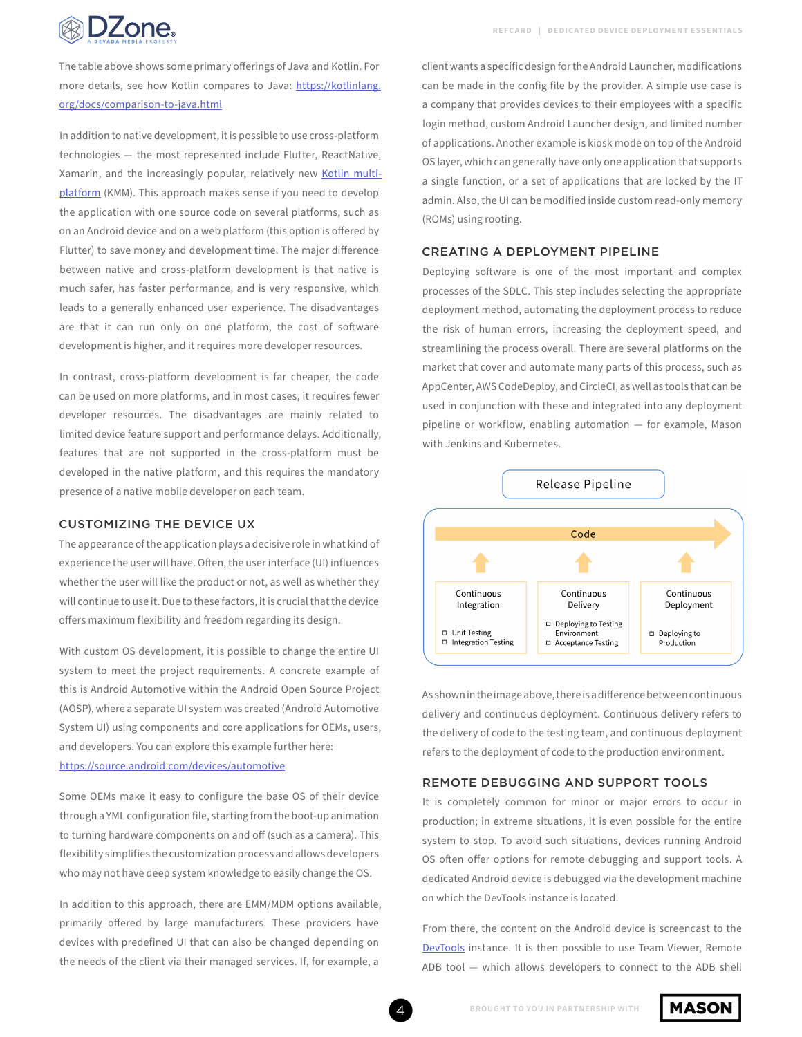The table above shows some primary offerings of Java and Kotlin. For more details, see how Kotlin compares to Java: [https://kotlinlang.org/docs/comparison-to-java.html](https://kotlinlang.org/docs/comparison-to-java.html)

In addition to native development, it is possible to use cross-platform technologies — the most represented include Flutter, ReactNative, Xamarin, and the increasingly popular, relatively new [Kotlin multi-platform](#) (KMM). This approach makes sense if you need to develop the application with one source code on several platforms, such as on an Android device and on a web platform (this option is offered by Flutter) to save money and development time. The major difference between native and cross-platform development is that native is much safer, has faster performance, and is very responsive, which leads to a generally enhanced user experience. The disadvantages are that it can run only on one platform, the cost of software development is higher, and it requires more developer resources.

In contrast, cross-platform development is far cheaper, the code can be used on more platforms, and in most cases, it requires fewer developer resources. The disadvantages are mainly related to limited device feature support and performance delays. Additionally, features that are not supported in the cross-platform must be developed in the native platform, and this requires the mandatory presence of a native mobile developer on each team.

## CUSTOMIZING THE DEVICE UX

The appearance of the application plays a decisive role in what kind of experience the user will have. Often, the user interface (UI) influences whether the user will like the product or not, as well as whether they will continue to use it. Due to these factors, it is crucial that the device offers maximum flexibility and freedom regarding its design.

With custom OS development, it is possible to change the entire UI system to meet the project requirements. A concrete example of this is Android Automotive within the Android Open Source Project (AOSP), where a separate UI system was created (Android Automotive System UI) using components and core applications for OEMs, users, and developers. You can explore this example further here: [https://source.android.com/devices/automotive](https://source.android.com/devices/automotive)

Some OEMs make it easy to configure the base OS of their device through a YML configuration file, starting from the boot-up animation to turning hardware components on and off (such as a camera). This flexibility simplifies the customization process and allows developers who may not have deep system knowledge to easily change the OS.

In addition to this approach, there are EMM/MDM options available, primarily offered by large manufacturers. These providers have devices with predefined UI that can also be changed depending on the needs of the client via their managed services. If, for example, a client wants a specific design for the Android Launcher, modifications can be made in the config file by the provider. A simple use case is a company that provides devices to their employees with a specific login method, custom Android Launcher design, and limited number of applications. Another example is kiosk mode on top of the Android OS layer, which can generally have only one application that supports a single function, or a set of applications that are locked by the IT admin. Also, the UI can be modified inside custom read-only memory (ROMs) using rooting.

## CREATING A DEPLOYMENT PIPELINE

Deploying software is one of the most important and complex processes of the SDLC. This step includes selecting the appropriate deployment method, automating the deployment process to reduce the risk of human errors, increasing the deployment speed, and streamlining the process overall. There are several platforms on the market that cover and automate many parts of this process, such as AppCenter, AWS CodeDeploy, and CircleCI, as well as tools that can be used in conjunction with these and integrated into any deployment pipeline or workflow, enabling automation — for example, Mason with Jenkins and Kubernetes.

**Release Pipeline**

Code

| Continuous Integration | Continuous Delivery | Continuous Deployment |
|---|---|---|
| Unit Testing<br>Integration Testing | Deploying to Testing Environment<br>Acceptance Testing | Deploying to Production |

As shown in the image above, there is a difference between continuous delivery and continuous deployment. Continuous delivery refers to the delivery of code to the testing team, and continuous deployment refers to the deployment of code to the production environment.

## REMOTE DEBUGGING AND SUPPORT TOOLS

It is completely common for minor or major errors to occur in production; in extreme situations, it is even possible for the entire system to stop. To avoid such situations, devices running Android OS often offer options for remote debugging and support tools. A dedicated Android device is debugged via the development machine on which the DevTools instance is located.

From there, the content on the Android device is screencast to the [DevTools](#) instance. It is then possible to use Team Viewer, Remote ADB tool — which allows developers to connect to the ADB shell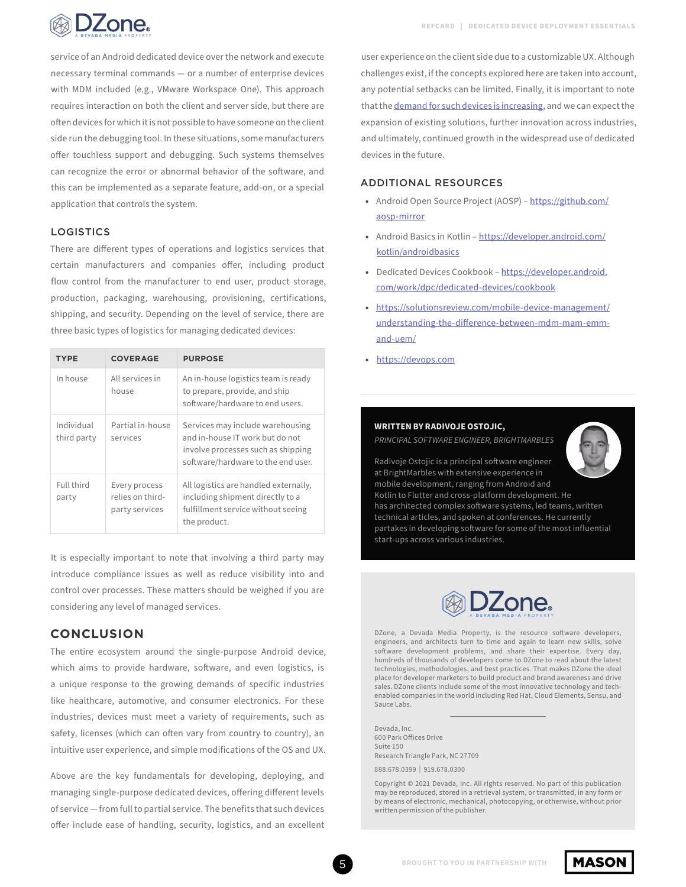service of an Android dedicated device over the network and execute necessary terminal commands — or a number of enterprise devices with MDM included (e.g., VMware Workspace One). This approach requires interaction on both the client and server side, but there are often devices for which it is not possible to have someone on the client side run the debugging tool. In these situations, some manufacturers offer touchless support and debugging. Such systems themselves can recognize the error or abnormal behavior of the software, and this can be implemented as a separate feature, add-on, or a special application that controls the system.

### LOGISTICS

There are different types of operations and logistics services that certain manufacturers and companies offer, including product flow control from the manufacturer to end user, product storage, production, packaging, warehousing, provisioning, certifications, shipping, and security. Depending on the level of service, there are three basic types of logistics for managing dedicated devices:

| TYPE | COVERAGE | PURPOSE |
| --- | --- | --- |
| In house | All services in house | An in-house logistics team is ready to prepare, provide, and ship software/hardware to end users. |
| Individual third party | Partial in-house services | Services may include warehousing and in-house IT work but do not involve processes such as shipping software/hardware to the end user. |
| Full third party | Every process relies on third-party services | All logistics are handled externally, including shipment directly to a fulfillment service without seeing the product. |

It is especially important to note that involving a third party may introduce compliance issues as well as reduce visibility into and control over processes. These matters should be weighed if you are considering any level of managed services.

## CONCLUSION

The entire ecosystem around the single-purpose Android device, which aims to provide hardware, software, and even logistics, is a unique response to the growing demands of specific industries like healthcare, automotive, and consumer electronics. For these industries, devices must meet a variety of requirements, such as safety, licenses (which can often vary from country to country), an intuitive user experience, and simple modifications of the OS and UX.

Above are the key fundamentals for developing, deploying, and managing single-purpose dedicated devices, offering different levels of service — from full to partial service. The benefits that such devices offer include ease of handling, security, logistics, and an excellent user experience on the client side due to a customizable UX. Although challenges exist, if the concepts explored here are taken into account, any potential setbacks can be limited. Finally, it is important to note that the demand for such devices is increasing, and we can expect the expansion of existing solutions, further innovation across industries, and ultimately, continued growth in the widespread use of dedicated devices in the future.

### ADDITIONAL RESOURCES

- Android Open Source Project (AOSP) – https://github.com/aosp-mirror
- Android Basics in Kotlin – https://developer.android.com/kotlin/androidbasics
- Dedicated Devices Cookbook – https://developer.android.com/work/dpc/dedicated-devices/cookbook
- https://solutionsreview.com/mobile-device-management/understanding-the-difference-between-mdm-mam-emm-and-uem/
- https://devops.com

**WRITTEN BY RADIVOJE OSTOJIC,**

*PRINCIPAL SOFTWARE ENGINEER, BRIGHTMARBLES*

Radivoje Ostojic is a principal software engineer at BrightMarbles with extensive experience in mobile development, ranging from Android and Kotlin to Flutter and cross-platform development. He has architected complex software systems, led teams, written technical articles, and spoken at conferences. He currently partakes in developing software for some of the most influential start-ups across various industries.

DZone, a Devada Media Property, is the resource software developers, engineers, and architects turn to time and again to learn new skills, solve software development problems, and share their expertise. Every day, hundreds of thousands of developers come to DZone to read about the latest technologies, methodologies, and best practices. That makes DZone the ideal place for developer marketers to build product and brand awareness and drive sales. DZone clients include some of the most innovative technology and tech-enabled companies in the world including Red Hat, Cloud Elements, Sensu, and Sauce Labs.

Devada, Inc.
600 Park Offices Drive
Suite 150
Research Triangle Park, NC 27709

888.678.0399 | 919.678.0300

Copyright © 2021 Devada, Inc. All rights reserved. No part of this publication may be reproduced, stored in a retrieval system, or transmitted, in any form or by means of electronic, mechanical, photocopying, or otherwise, without prior written permission of the publisher.